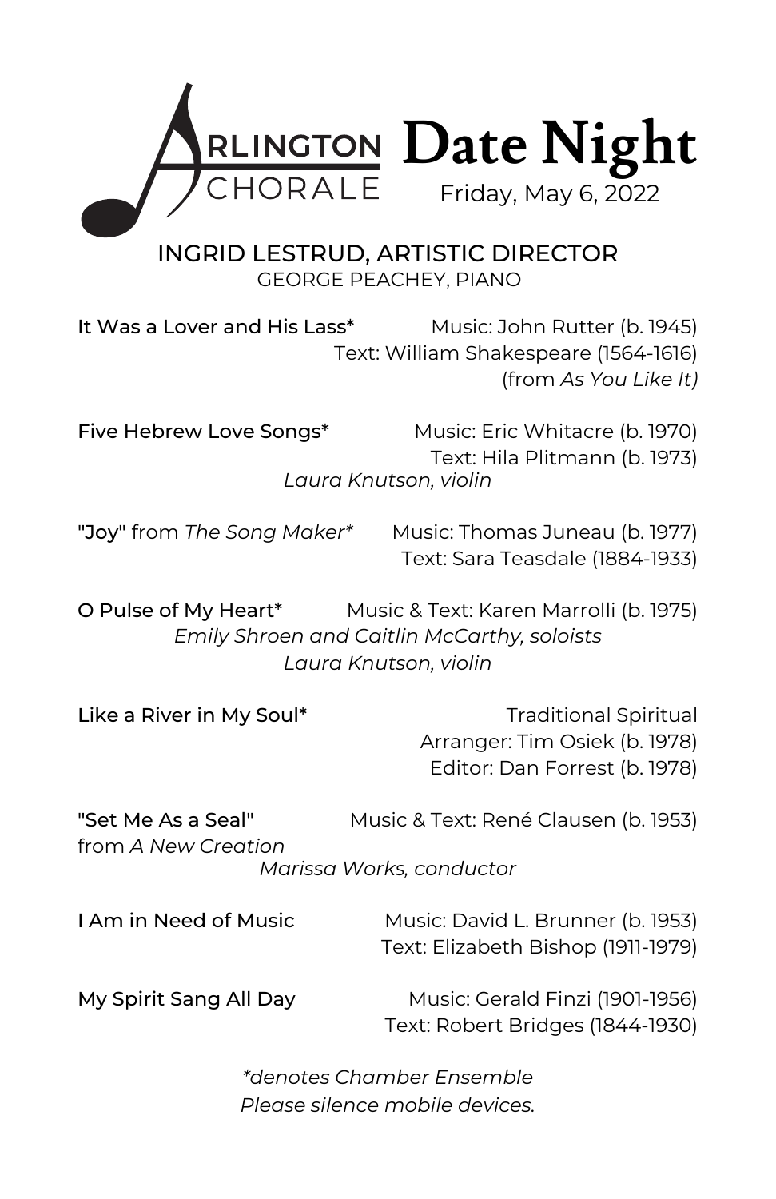# Arlington Chorale

# Date Night

Friday, May 6, 2022

INGRID LESTRUD, ARTISTIC DIRECTOR
GEORGE PEACHEY, PIANO

**It Was a Lover and His Lass*** — Music: John Rutter (b. 1945)
Text: William Shakespeare (1564-1616)
(from *As You Like It)*

**Five Hebrew Love Songs*** — Music: Eric Whitacre (b. 1970)
Text: Hila Plitmann (b. 1973)
*Laura Knutson, violin*

**"Joy"** from *The Song Maker** — Music: Thomas Juneau (b. 1977)
Text: Sara Teasdale (1884-1933)

**O Pulse of My Heart*** — Music & Text: Karen Marrolli (b. 1975)
*Emily Shroen and Caitlin McCarthy, soloists*
*Laura Knutson, violin*

**Like a River in My Soul*** — Traditional Spiritual
Arranger: Tim Osiek (b. 1978)
Editor: Dan Forrest (b. 1978)

**"Set Me As a Seal"** from *A New Creation* — Music & Text: René Clausen (b. 1953)
*Marissa Works, conductor*

**I Am in Need of Music** — Music: David L. Brunner (b. 1953)
Text: Elizabeth Bishop (1911-1979)

**My Spirit Sang All Day** — Music: Gerald Finzi (1901-1956)
Text: Robert Bridges (1844-1930)

*\*denotes Chamber Ensemble*
*Please silence mobile devices.*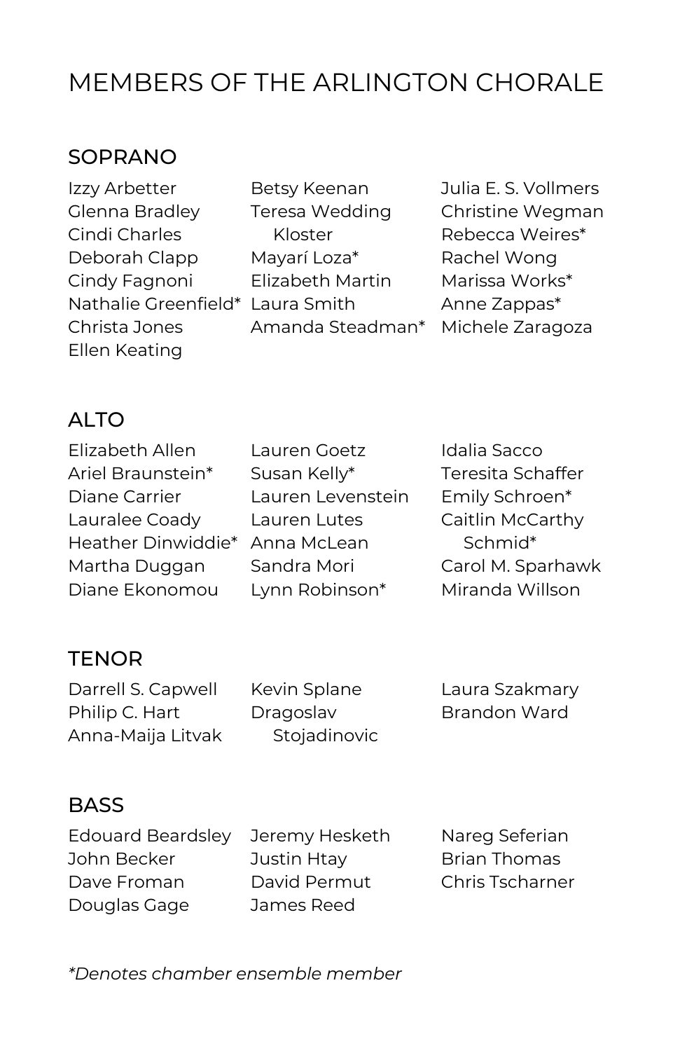# MEMBERS OF THE ARLINGTON CHORALE

## SOPRANO

Izzy Arbetter
Glenna Bradley
Cindi Charles
Deborah Clapp
Cindy Fagnoni
Nathalie Greenfield*
Christa Jones
Ellen Keating
Betsy Keenan
Teresa Wedding Kloster
Mayarí Loza*
Elizabeth Martin
Laura Smith
Amanda Steadman*
Julia E. S. Vollmers
Christine Wegman
Rebecca Weires*
Rachel Wong
Marissa Works*
Anne Zappas*
Michele Zaragoza

## ALTO

Elizabeth Allen
Ariel Braunstein*
Diane Carrier
Lauralee Coady
Heather Dinwiddie*
Martha Duggan
Diane Ekonomou
Lauren Goetz
Susan Kelly*
Lauren Levenstein
Lauren Lutes
Anna McLean
Sandra Mori
Lynn Robinson*
Idalia Sacco
Teresita Schaffer
Emily Schroen*
Caitlin McCarthy Schmid*
Carol M. Sparhawk
Miranda Willson

## TENOR

Darrell S. Capwell
Philip C. Hart
Anna-Maija Litvak
Kevin Splane
Dragoslav Stojadinovic
Laura Szakmary
Brandon Ward

## BASS

Edouard Beardsley
John Becker
Dave Froman
Douglas Gage
Jeremy Hesketh
Justin Htay
David Permut
James Reed
Nareg Seferian
Brian Thomas
Chris Tscharner

*\*Denotes chamber ensemble member*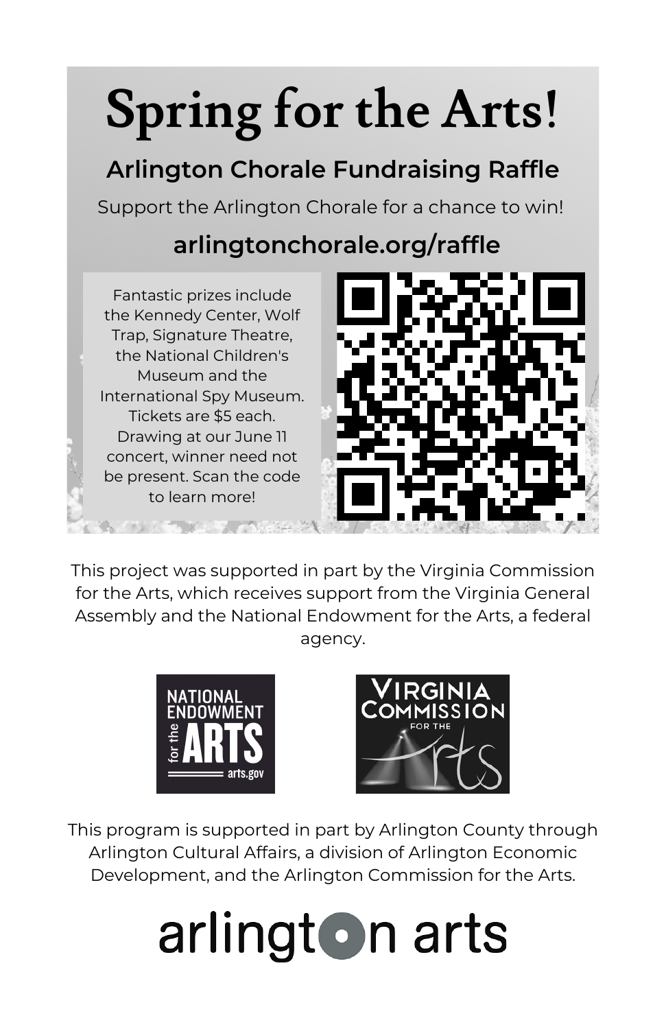# Spring for the Arts!

## Arlington Chorale Fundraising Raffle

Support the Arlington Chorale for a chance to win!

**arlingtonchorale.org/raffle**

Fantastic prizes include the Kennedy Center, Wolf Trap, Signature Theatre, the National Children's Museum and the International Spy Museum. Tickets are $5 each. Drawing at our June 11 concert, winner need not be present. Scan the code to learn more!

This project was supported in part by the Virginia Commission for the Arts, which receives support from the Virginia General Assembly and the National Endowment for the Arts, a federal agency.

NATIONAL ENDOWMENT for the ARTS arts.gov

VIRGINIA COMMISSION FOR THE Arts

This program is supported in part by Arlington County through Arlington Cultural Affairs, a division of Arlington Economic Development, and the Arlington Commission for the Arts.

arlington arts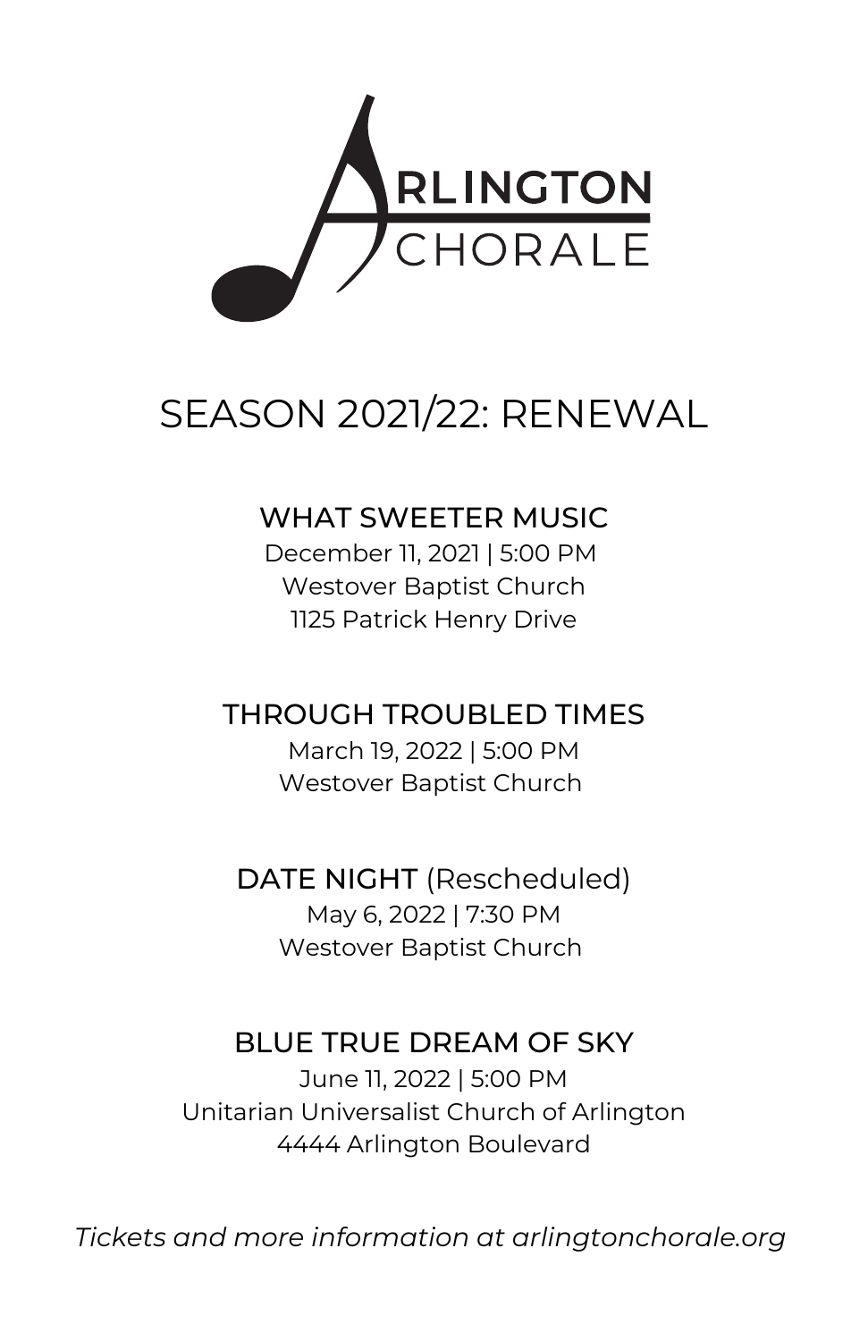# ARLINGTON CHORALE

## SEASON 2021/22: RENEWAL

### WHAT SWEETER MUSIC

December 11, 2021 | 5:00 PM
Westover Baptist Church
1125 Patrick Henry Drive

### THROUGH TROUBLED TIMES

March 19, 2022 | 5:00 PM
Westover Baptist Church

### DATE NIGHT (Rescheduled)

May 6, 2022 | 7:30 PM
Westover Baptist Church

### BLUE TRUE DREAM OF SKY

June 11, 2022 | 5:00 PM
Unitarian Universalist Church of Arlington
4444 Arlington Boulevard

*Tickets and more information at arlingtonchorale.org*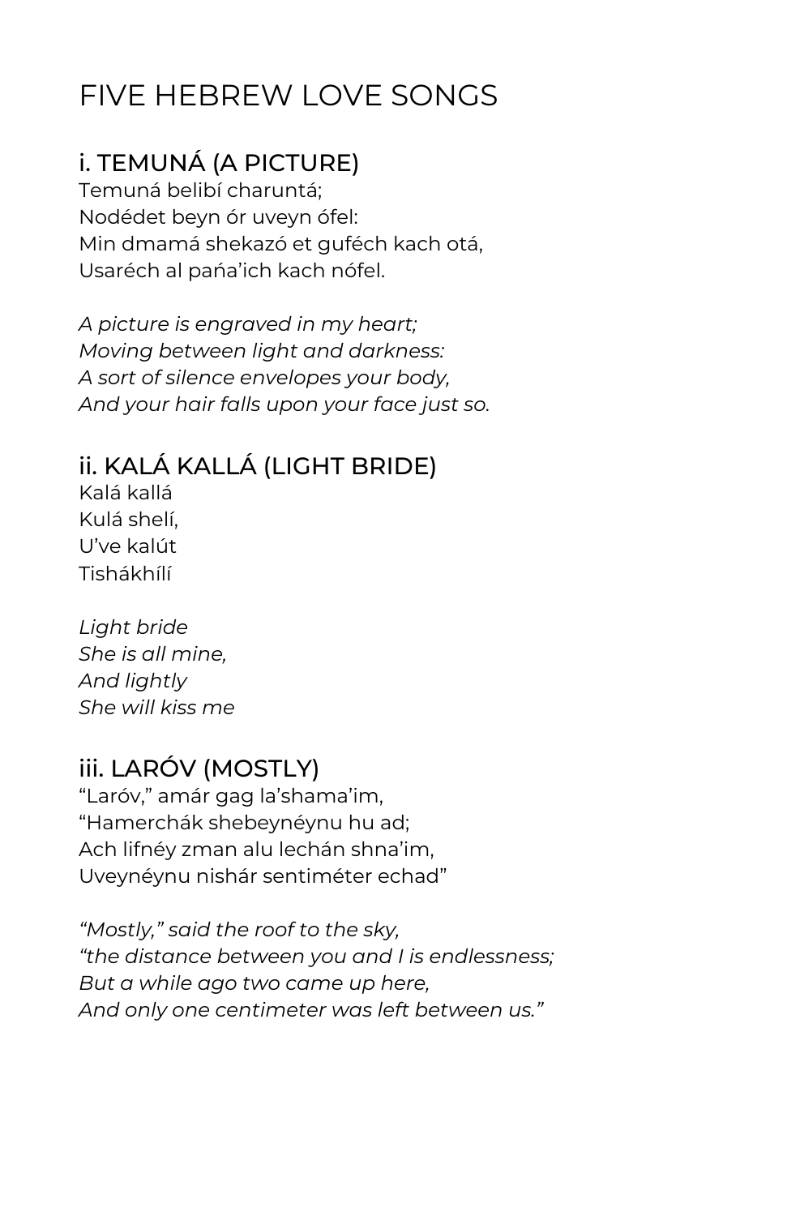# FIVE HEBREW LOVE SONGS

## i. TEMUNÁ (A PICTURE)

Temuná belibí charuntá;
Nodédet beyn ór uveyn ófel:
Min dmamá shekazó et guféch kach otá,
Usaréch al pańa'ich kach nófel.

*A picture is engraved in my heart;*
*Moving between light and darkness:*
*A sort of silence envelopes your body,*
*And your hair falls upon your face just so.*

## ii. KALÁ KALLÁ (LIGHT BRIDE)

Kalá kallá
Kulá shelí,
U've kalút
Tishákhílí

*Light bride*
*She is all mine,*
*And lightly*
*She will kiss me*

## iii. LARÓV (MOSTLY)

"Laróv," amár gag la'shama'im,
"Hamerchák shebeynéynu hu ad;
Ach lifnéy zman alu lechán shna'im,
Uveynéynu nishár sentiméter echad"

*"Mostly," said the roof to the sky,*
*"the distance between you and I is endlessness;*
*But a while ago two came up here,*
*And only one centimeter was left between us."*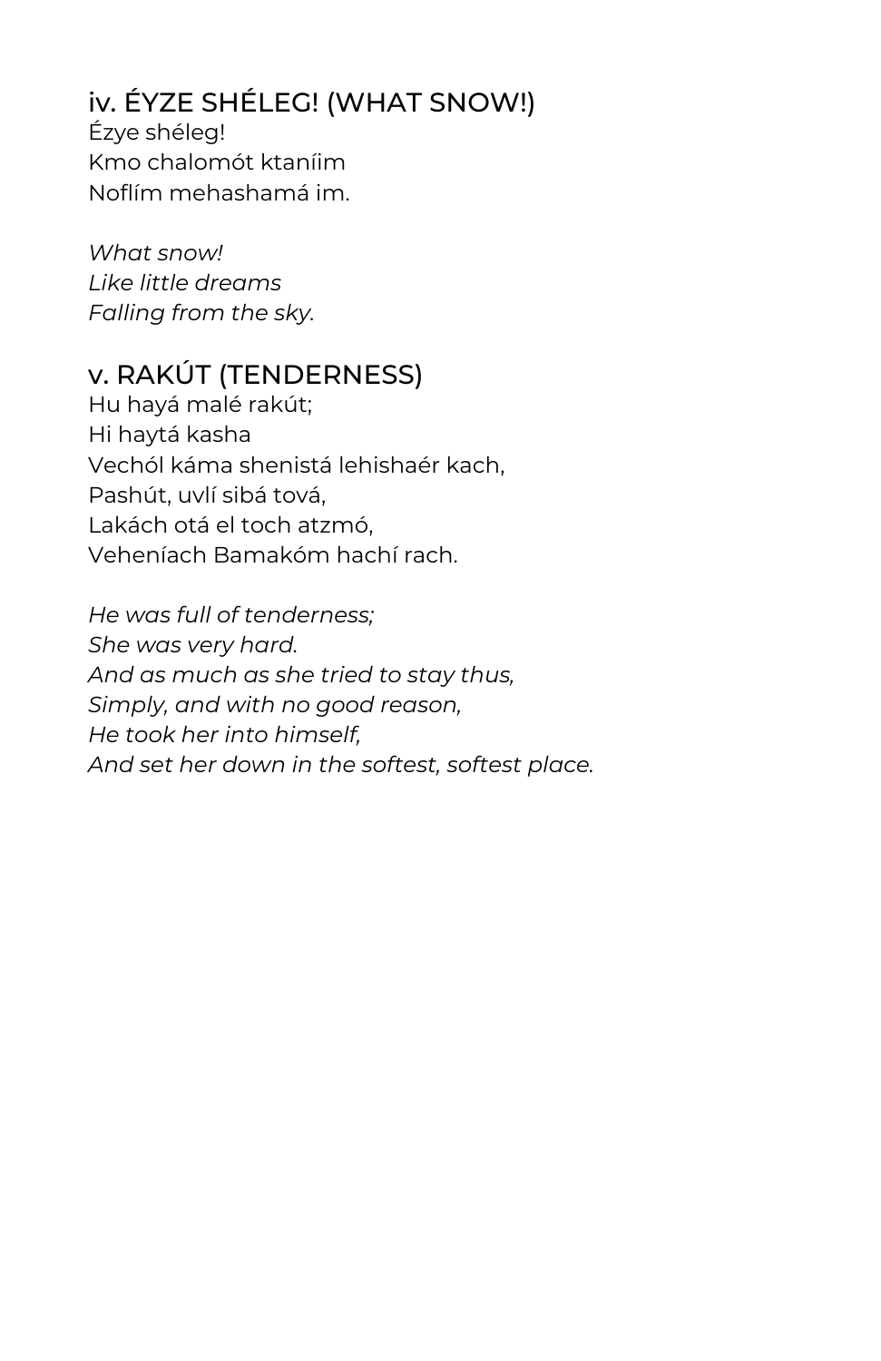## iv. ÉYZE SHÉLEG! (WHAT SNOW!)

Ézye shéleg!
Kmo chalomót ktaníim
Noflím mehashamá im.

*What snow!*
*Like little dreams*
*Falling from the sky.*

## v. RAKÚT (TENDERNESS)

Hu hayá malé rakút;
Hi haytá kasha
Vechól káma shenistá lehishaér kach,
Pashút, uvlí sibá tová,
Lakách otá el toch atzmó,
Veheníach Bamakóm hachí rach.

*He was full of tenderness;*
*She was very hard.*
*And as much as she tried to stay thus,*
*Simply, and with no good reason,*
*He took her into himself,*
*And set her down in the softest, softest place.*